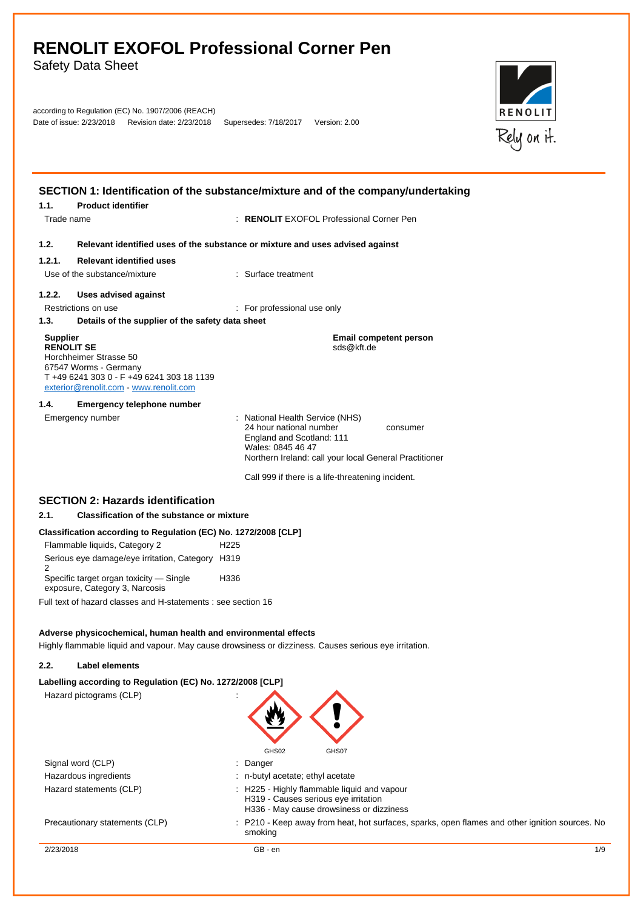# RENOLIT EXOFOL Professional Corner Pen

Safety Data Sheet

according to Regulation (EC) No. 1907/2006 (REACH)
Date of issue: 2/23/2018 Revision date: 2/23/2018 Supersedes: 7/18/2017 Version: 2.00

## SECTION 1: Identification of the substance/mixture and of the company/undertaking

### 1.1. Product identifier

Trade name : **RENOLIT** EXOFOL Professional Corner Pen

### 1.2. Relevant identified uses of the substance or mixture and uses advised against

#### 1.2.1. Relevant identified uses

Use of the substance/mixture : Surface treatment

#### 1.2.2. Uses advised against

Restrictions on use : For professional use only

### 1.3. Details of the supplier of the safety data sheet

**Supplier**
**RENOLIT SE**
Horchheimer Strasse 50
67547 Worms - Germany
T +49 6241 303 0 - F +49 6241 303 18 1139
exterior@renolit.com - www.renolit.com

**Email competent person**
sds@kft.de

### 1.4. Emergency telephone number

Emergency number : National Health Service (NHS)
24 hour national number consumer
England and Scotland: 111
Wales: 0845 46 47
Northern Ireland: call your local General Practitioner

Call 999 if there is a life-threatening incident.

## SECTION 2: Hazards identification

### 2.1. Classification of the substance or mixture

**Classification according to Regulation (EC) No. 1272/2008 [CLP]**

| | |
|---|---|
| Flammable liquids, Category 2 | H225 |
| Serious eye damage/eye irritation, Category 2 | H319 |
| Specific target organ toxicity — Single exposure, Category 3, Narcosis | H336 |

Full text of hazard classes and H-statements : see section 16

**Adverse physicochemical, human health and environmental effects**

Highly flammable liquid and vapour. May cause drowsiness or dizziness. Causes serious eye irritation.

### 2.2. Label elements

**Labelling according to Regulation (EC) No. 1272/2008 [CLP]**

Hazard pictograms (CLP) : GHS02 GHS07

Signal word (CLP) : Danger

Hazardous ingredients : n-butyl acetate; ethyl acetate

Hazard statements (CLP) : H225 - Highly flammable liquid and vapour
H319 - Causes serious eye irritation
H336 - May cause drowsiness or dizziness

Precautionary statements (CLP) : P210 - Keep away from heat, hot surfaces, sparks, open flames and other ignition sources. No smoking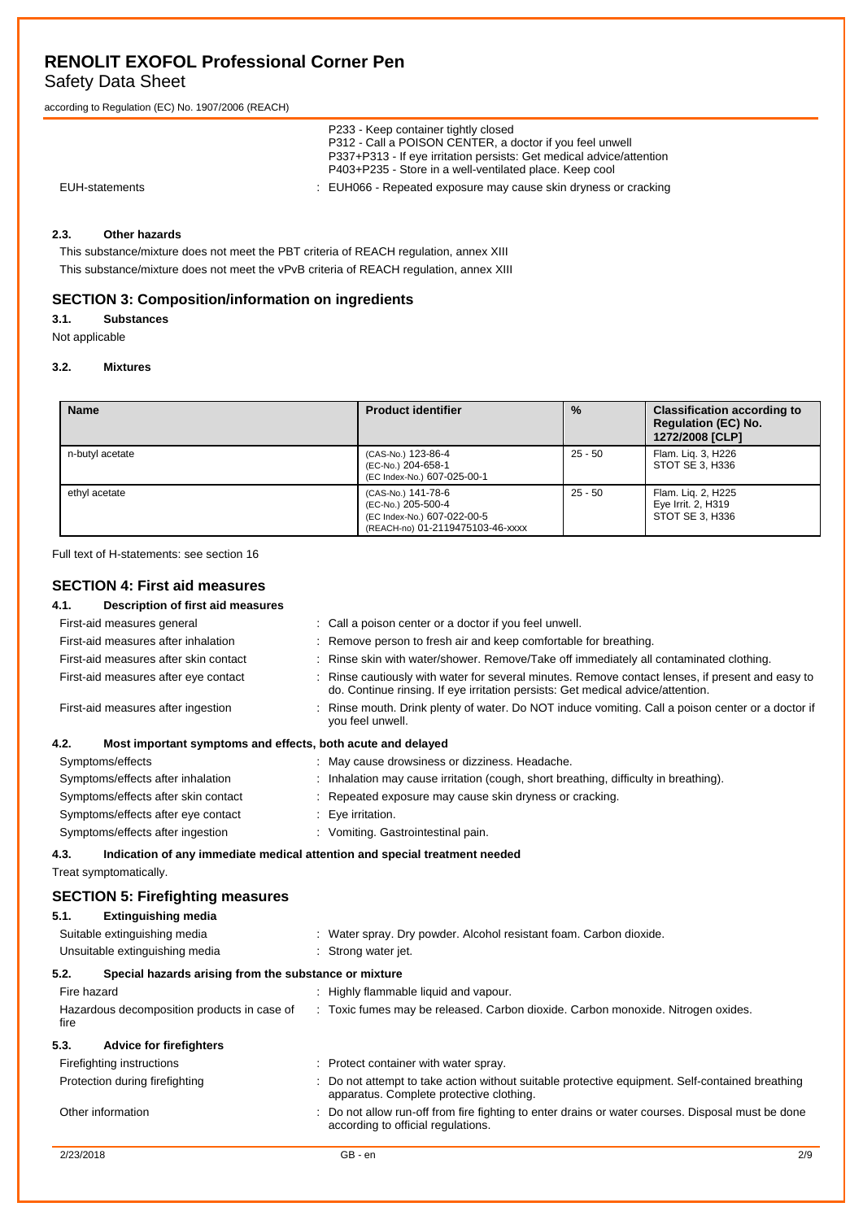| | |
|---|---|
| | P233 - Keep container tightly closed<br>P312 - Call a POISON CENTER, a doctor if you feel unwell<br>P337+P313 - If eye irritation persists: Get medical advice/attention<br>P403+P235 - Store in a well-ventilated place. Keep cool |
| EUH-statements | : EUH066 - Repeated exposure may cause skin dryness or cracking |

### 2.3. Other hazards

This substance/mixture does not meet the PBT criteria of REACH regulation, annex XIII

This substance/mixture does not meet the vPvB criteria of REACH regulation, annex XIII

## SECTION 3: Composition/information on ingredients

### 3.1. Substances

Not applicable

### 3.2. Mixtures

| Name | Product identifier | % | Classification according to Regulation (EC) No. 1272/2008 [CLP] |
|---|---|---|---|
| n-butyl acetate | (CAS-No.) 123-86-4<br>(EC-No.) 204-658-1<br>(EC Index-No.) 607-025-00-1 | 25 - 50 | Flam. Liq. 3, H226<br>STOT SE 3, H336 |
| ethyl acetate | (CAS-No.) 141-78-6<br>(EC-No.) 205-500-4<br>(EC Index-No.) 607-022-00-5<br>(REACH-no) 01-2119475103-46-xxxx | 25 - 50 | Flam. Liq. 2, H225<br>Eye Irrit. 2, H319<br>STOT SE 3, H336 |

Full text of H-statements: see section 16

## SECTION 4: First aid measures

### 4.1. Description of first aid measures

| | |
|---|---|
| First-aid measures general | : Call a poison center or a doctor if you feel unwell. |
| First-aid measures after inhalation | : Remove person to fresh air and keep comfortable for breathing. |
| First-aid measures after skin contact | : Rinse skin with water/shower. Remove/Take off immediately all contaminated clothing. |
| First-aid measures after eye contact | : Rinse cautiously with water for several minutes. Remove contact lenses, if present and easy to do. Continue rinsing. If eye irritation persists: Get medical advice/attention. |
| First-aid measures after ingestion | : Rinse mouth. Drink plenty of water. Do NOT induce vomiting. Call a poison center or a doctor if you feel unwell. |

### 4.2. Most important symptoms and effects, both acute and delayed

| | |
|---|---|
| Symptoms/effects | : May cause drowsiness or dizziness. Headache. |
| Symptoms/effects after inhalation | : Inhalation may cause irritation (cough, short breathing, difficulty in breathing). |
| Symptoms/effects after skin contact | : Repeated exposure may cause skin dryness or cracking. |
| Symptoms/effects after eye contact | : Eye irritation. |
| Symptoms/effects after ingestion | : Vomiting. Gastrointestinal pain. |

### 4.3. Indication of any immediate medical attention and special treatment needed

Treat symptomatically.

## SECTION 5: Firefighting measures

### 5.1. Extinguishing media

| | |
|---|---|
| Suitable extinguishing media | : Water spray. Dry powder. Alcohol resistant foam. Carbon dioxide. |
| Unsuitable extinguishing media | : Strong water jet. |

### 5.2. Special hazards arising from the substance or mixture

| | |
|---|---|
| Fire hazard | : Highly flammable liquid and vapour. |
| Hazardous decomposition products in case of fire | : Toxic fumes may be released. Carbon dioxide. Carbon monoxide. Nitrogen oxides. |

### 5.3. Advice for firefighters

| | |
|---|---|
| Firefighting instructions | : Protect container with water spray. |
| Protection during firefighting | : Do not attempt to take action without suitable protective equipment. Self-contained breathing apparatus. Complete protective clothing. |
| Other information | : Do not allow run-off from fire fighting to enter drains or water courses. Disposal must be done according to official regulations. |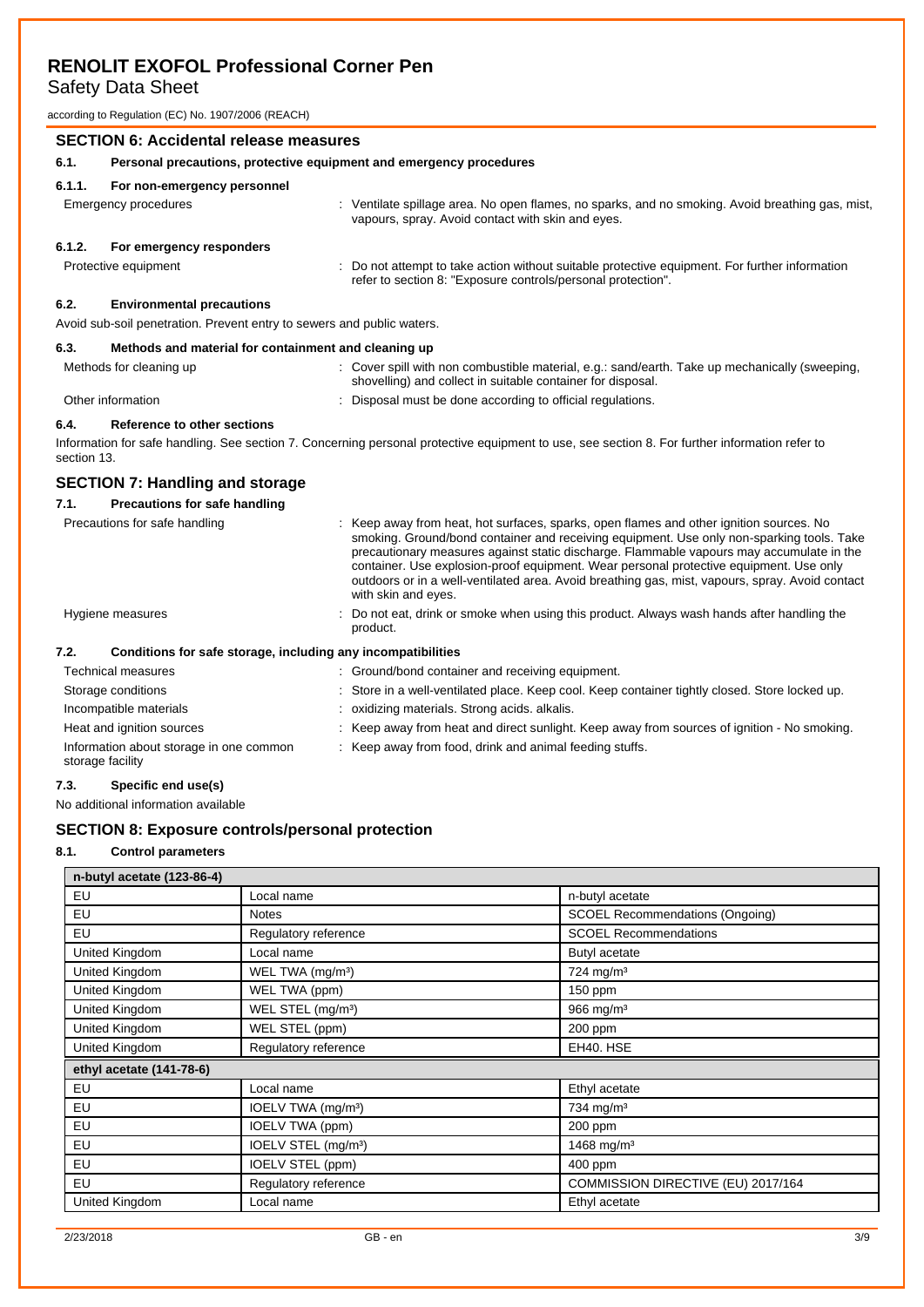# RENOLIT EXOFOL Professional Corner Pen

Safety Data Sheet

according to Regulation (EC) No. 1907/2006 (REACH)

## SECTION 6: Accidental release measures

### 6.1. Personal precautions, protective equipment and emergency procedures

#### 6.1.1. For non-emergency personnel

Emergency procedures : Ventilate spillage area. No open flames, no sparks, and no smoking. Avoid breathing gas, mist, vapours, spray. Avoid contact with skin and eyes.

#### 6.1.2. For emergency responders

Protective equipment : Do not attempt to take action without suitable protective equipment. For further information refer to section 8: "Exposure controls/personal protection".

### 6.2. Environmental precautions

Avoid sub-soil penetration. Prevent entry to sewers and public waters.

### 6.3. Methods and material for containment and cleaning up

Methods for cleaning up : Cover spill with non combustible material, e.g.: sand/earth. Take up mechanically (sweeping, shovelling) and collect in suitable container for disposal.

Other information : Disposal must be done according to official regulations.

### 6.4. Reference to other sections

Information for safe handling. See section 7. Concerning personal protective equipment to use, see section 8. For further information refer to section 13.

## SECTION 7: Handling and storage

### 7.1. Precautions for safe handling

Precautions for safe handling : Keep away from heat, hot surfaces, sparks, open flames and other ignition sources. No smoking. Ground/bond container and receiving equipment. Use only non-sparking tools. Take precautionary measures against static discharge. Flammable vapours may accumulate in the container. Use explosion-proof equipment. Wear personal protective equipment. Use only outdoors or in a well-ventilated area. Avoid breathing gas, mist, vapours, spray. Avoid contact with skin and eyes.

Hygiene measures : Do not eat, drink or smoke when using this product. Always wash hands after handling the product.

### 7.2. Conditions for safe storage, including any incompatibilities

Technical measures : Ground/bond container and receiving equipment.

Storage conditions : Store in a well-ventilated place. Keep cool. Keep container tightly closed. Store locked up.

Incompatible materials : oxidizing materials. Strong acids. alkalis.

Heat and ignition sources : Keep away from heat and direct sunlight. Keep away from sources of ignition - No smoking.

Information about storage in one common storage facility : Keep away from food, drink and animal feeding stuffs.

### 7.3. Specific end use(s)

No additional information available

## SECTION 8: Exposure controls/personal protection

### 8.1. Control parameters

| n-butyl acetate (123-86-4) | | |
|---|---|---|
| EU | Local name | n-butyl acetate |
| EU | Notes | SCOEL Recommendations (Ongoing) |
| EU | Regulatory reference | SCOEL Recommendations |
| United Kingdom | Local name | Butyl acetate |
| United Kingdom | WEL TWA (mg/m³) | 724 mg/m³ |
| United Kingdom | WEL TWA (ppm) | 150 ppm |
| United Kingdom | WEL STEL (mg/m³) | 966 mg/m³ |
| United Kingdom | WEL STEL (ppm) | 200 ppm |
| United Kingdom | Regulatory reference | EH40. HSE |

| ethyl acetate (141-78-6) | | |
|---|---|---|
| EU | Local name | Ethyl acetate |
| EU | IOELV TWA (mg/m³) | 734 mg/m³ |
| EU | IOELV TWA (ppm) | 200 ppm |
| EU | IOELV STEL (mg/m³) | 1468 mg/m³ |
| EU | IOELV STEL (ppm) | 400 ppm |
| EU | Regulatory reference | COMMISSION DIRECTIVE (EU) 2017/164 |
| United Kingdom | Local name | Ethyl acetate |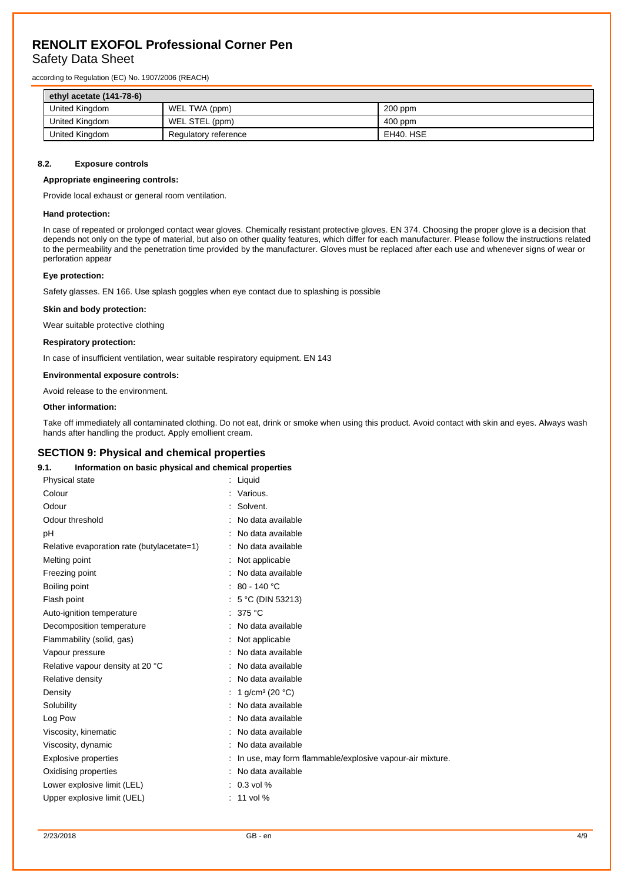| ethyl acetate (141-78-6) | | |
|---|---|---|
| United Kingdom | WEL TWA (ppm) | 200 ppm |
| United Kingdom | WEL STEL (ppm) | 400 ppm |
| United Kingdom | Regulatory reference | EH40. HSE |

### 8.2. Exposure controls

**Appropriate engineering controls:**

Provide local exhaust or general room ventilation.

**Hand protection:**

In case of repeated or prolonged contact wear gloves. Chemically resistant protective gloves. EN 374. Choosing the proper glove is a decision that depends not only on the type of material, but also on other quality features, which differ for each manufacturer. Please follow the instructions related to the permeability and the penetration time provided by the manufacturer. Gloves must be replaced after each use and whenever signs of wear or perforation appear

**Eye protection:**

Safety glasses. EN 166. Use splash goggles when eye contact due to splashing is possible

**Skin and body protection:**

Wear suitable protective clothing

**Respiratory protection:**

In case of insufficient ventilation, wear suitable respiratory equipment. EN 143

**Environmental exposure controls:**

Avoid release to the environment.

**Other information:**

Take off immediately all contaminated clothing. Do not eat, drink or smoke when using this product. Avoid contact with skin and eyes. Always wash hands after handling the product. Apply emollient cream.

## SECTION 9: Physical and chemical properties

### 9.1. Information on basic physical and chemical properties

| | |
|---|---|
| Physical state | : Liquid |
| Colour | : Various. |
| Odour | : Solvent. |
| Odour threshold | : No data available |
| pH | : No data available |
| Relative evaporation rate (butylacetate=1) | : No data available |
| Melting point | : Not applicable |
| Freezing point | : No data available |
| Boiling point | : 80 - 140 °C |
| Flash point | : 5 °C (DIN 53213) |
| Auto-ignition temperature | : 375 °C |
| Decomposition temperature | : No data available |
| Flammability (solid, gas) | : Not applicable |
| Vapour pressure | : No data available |
| Relative vapour density at 20 °C | : No data available |
| Relative density | : No data available |
| Density | : 1 g/cm³ (20 °C) |
| Solubility | : No data available |
| Log Pow | : No data available |
| Viscosity, kinematic | : No data available |
| Viscosity, dynamic | : No data available |
| Explosive properties | : In use, may form flammable/explosive vapour-air mixture. |
| Oxidising properties | : No data available |
| Lower explosive limit (LEL) | : 0.3 vol % |
| Upper explosive limit (UEL) | : 11 vol % |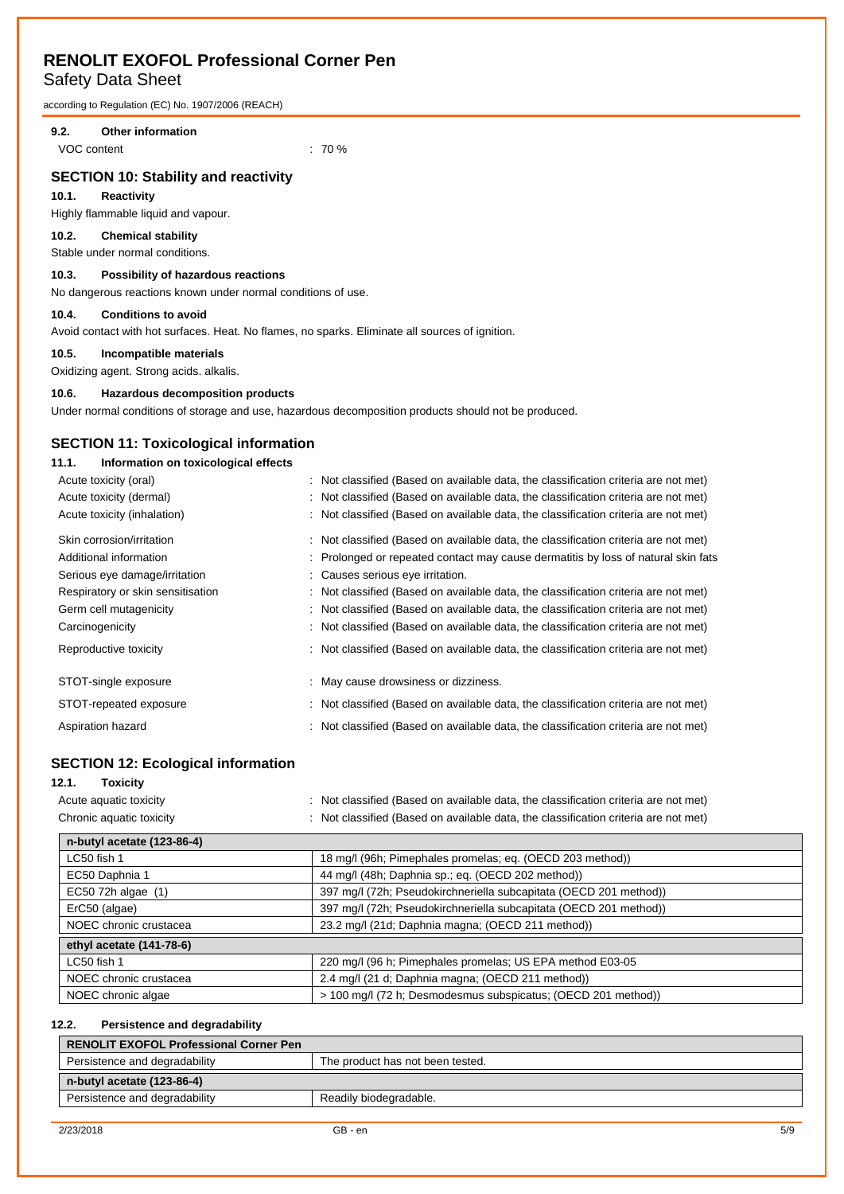### 9.2. Other information

| | |
|---|---|
| VOC content | : 70 % |

## SECTION 10: Stability and reactivity

### 10.1. Reactivity

Highly flammable liquid and vapour.

### 10.2. Chemical stability

Stable under normal conditions.

### 10.3. Possibility of hazardous reactions

No dangerous reactions known under normal conditions of use.

### 10.4. Conditions to avoid

Avoid contact with hot surfaces. Heat. No flames, no sparks. Eliminate all sources of ignition.

### 10.5. Incompatible materials

Oxidizing agent. Strong acids. alkalis.

### 10.6. Hazardous decomposition products

Under normal conditions of storage and use, hazardous decomposition products should not be produced.

## SECTION 11: Toxicological information

### 11.1. Information on toxicological effects

| | |
|---|---|
| Acute toxicity (oral) | : Not classified (Based on available data, the classification criteria are not met) |
| Acute toxicity (dermal) | : Not classified (Based on available data, the classification criteria are not met) |
| Acute toxicity (inhalation) | : Not classified (Based on available data, the classification criteria are not met) |
| Skin corrosion/irritation | : Not classified (Based on available data, the classification criteria are not met) |
| Additional information | : Prolonged or repeated contact may cause dermatitis by loss of natural skin fats |
| Serious eye damage/irritation | : Causes serious eye irritation. |
| Respiratory or skin sensitisation | : Not classified (Based on available data, the classification criteria are not met) |
| Germ cell mutagenicity | : Not classified (Based on available data, the classification criteria are not met) |
| Carcinogenicity | : Not classified (Based on available data, the classification criteria are not met) |
| Reproductive toxicity | : Not classified (Based on available data, the classification criteria are not met) |
| STOT-single exposure | : May cause drowsiness or dizziness. |
| STOT-repeated exposure | : Not classified (Based on available data, the classification criteria are not met) |
| Aspiration hazard | : Not classified (Based on available data, the classification criteria are not met) |

## SECTION 12: Ecological information

### 12.1. Toxicity

| | |
|---|---|
| Acute aquatic toxicity | : Not classified (Based on available data, the classification criteria are not met) |
| Chronic aquatic toxicity | : Not classified (Based on available data, the classification criteria are not met) |

| n-butyl acetate (123-86-4) | |
|---|---|
| LC50 fish 1 | 18 mg/l (96h; Pimephales promelas; eq. (OECD 203 method)) |
| EC50 Daphnia 1 | 44 mg/l (48h; Daphnia sp.; eq. (OECD 202 method)) |
| EC50 72h algae (1) | 397 mg/l (72h; Pseudokirchneriella subcapitata (OECD 201 method)) |
| ErC50 (algae) | 397 mg/l (72h; Pseudokirchneriella subcapitata (OECD 201 method)) |
| NOEC chronic crustacea | 23.2 mg/l (21d; Daphnia magna; (OECD 211 method)) |

| ethyl acetate (141-78-6) | |
|---|---|
| LC50 fish 1 | 220 mg/l (96 h; Pimephales promelas; US EPA method E03-05 |
| NOEC chronic crustacea | 2.4 mg/l (21 d; Daphnia magna; (OECD 211 method)) |
| NOEC chronic algae | > 100 mg/l (72 h; Desmodesmus subspicatus; (OECD 201 method)) |

### 12.2. Persistence and degradability

| RENOLIT EXOFOL Professional Corner Pen | |
|---|---|
| Persistence and degradability | The product has not been tested. |

| n-butyl acetate (123-86-4) | |
|---|---|
| Persistence and degradability | Readily biodegradable. |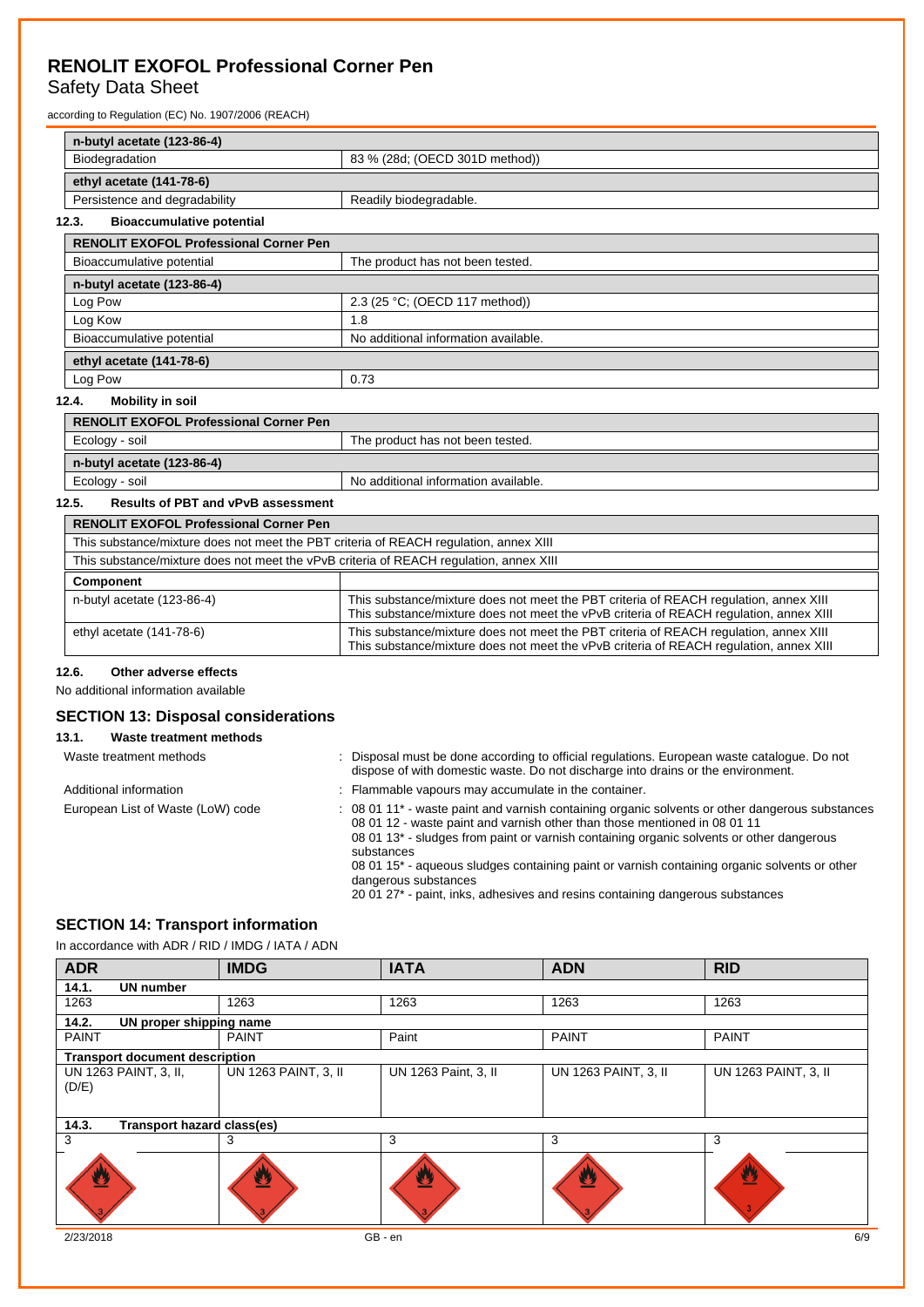| n-butyl acetate (123-86-4) | |
|---|---|
| Biodegradation | 83 % (28d; (OECD 301D method)) |

| ethyl acetate (141-78-6) | |
|---|---|
| Persistence and degradability | Readily biodegradable. |

### 12.3. Bioaccumulative potential

| RENOLIT EXOFOL Professional Corner Pen | |
|---|---|
| Bioaccumulative potential | The product has not been tested. |

| n-butyl acetate (123-86-4) | |
|---|---|
| Log Pow | 2.3 (25 °C; (OECD 117 method)) |
| Log Kow | 1.8 |
| Bioaccumulative potential | No additional information available. |

| ethyl acetate (141-78-6) | |
|---|---|
| Log Pow | 0.73 |

### 12.4. Mobility in soil

| RENOLIT EXOFOL Professional Corner Pen | |
|---|---|
| Ecology - soil | The product has not been tested. |

| n-butyl acetate (123-86-4) | |
|---|---|
| Ecology - soil | No additional information available. |

### 12.5. Results of PBT and vPvB assessment

| RENOLIT EXOFOL Professional Corner Pen |
|---|
| This substance/mixture does not meet the PBT criteria of REACH regulation, annex XIII |
| This substance/mixture does not meet the vPvB criteria of REACH regulation, annex XIII |

| Component | |
|---|---|
| n-butyl acetate (123-86-4) | This substance/mixture does not meet the PBT criteria of REACH regulation, annex XIII<br>This substance/mixture does not meet the vPvB criteria of REACH regulation, annex XIII |
| ethyl acetate (141-78-6) | This substance/mixture does not meet the PBT criteria of REACH regulation, annex XIII<br>This substance/mixture does not meet the vPvB criteria of REACH regulation, annex XIII |

### 12.6. Other adverse effects

No additional information available

## SECTION 13: Disposal considerations

### 13.1. Waste treatment methods

Waste treatment methods : Disposal must be done according to official regulations. European waste catalogue. Do not dispose of with domestic waste. Do not discharge into drains or the environment.

Additional information : Flammable vapours may accumulate in the container.

European List of Waste (LoW) code : 08 01 11* - waste paint and varnish containing organic solvents or other dangerous substances
08 01 12 - waste paint and varnish other than those mentioned in 08 01 11
08 01 13* - sludges from paint or varnish containing organic solvents or other dangerous substances
08 01 15* - aqueous sludges containing paint or varnish containing organic solvents or other dangerous substances
20 01 27* - paint, inks, adhesives and resins containing dangerous substances

## SECTION 14: Transport information

In accordance with ADR / RID / IMDG / IATA / ADN

| ADR | IMDG | IATA | ADN | RID |
|---|---|---|---|---|
| **14.1. UN number** | | | | |
| 1263 | 1263 | 1263 | 1263 | 1263 |
| **14.2. UN proper shipping name** | | | | |
| PAINT | PAINT | Paint | PAINT | PAINT |
| **Transport document description** | | | | |
| UN 1263 PAINT, 3, II, (D/E) | UN 1263 PAINT, 3, II | UN 1263 Paint, 3, II | UN 1263 PAINT, 3, II | UN 1263 PAINT, 3, II |
| **14.3. Transport hazard class(es)** | | | | |
| 3 | 3 | 3 | 3 | 3 |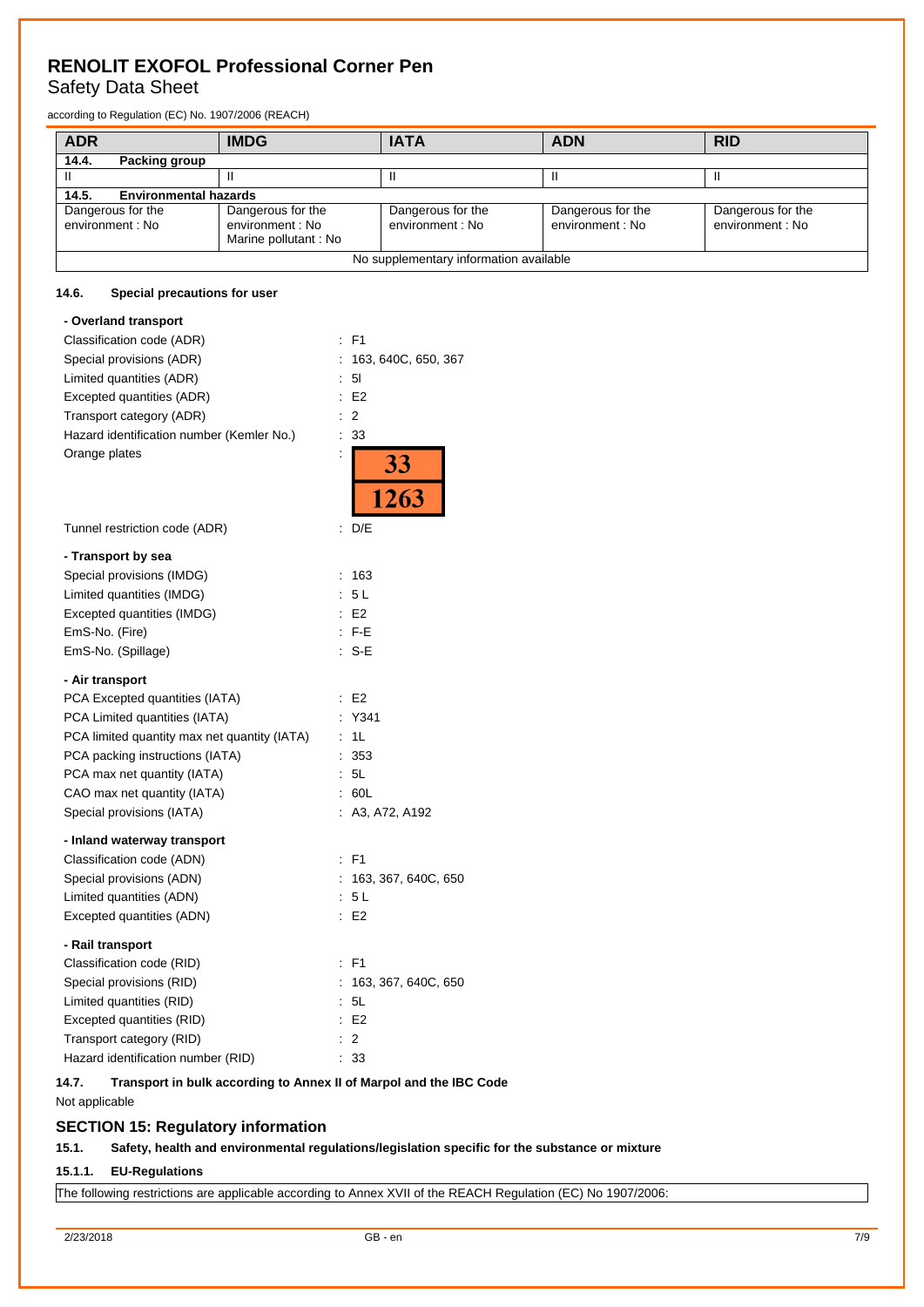| ADR | IMDG | IATA | ADN | RID |
|---|---|---|---|---|
| **14.4. Packing group** | | | | |
| II | II | II | II | II |
| **14.5. Environmental hazards** | | | | |
| Dangerous for the environment : No | Dangerous for the environment : No Marine pollutant : No | Dangerous for the environment : No | Dangerous for the environment : No | Dangerous for the environment : No |
| No supplementary information available | | | | |

### 14.6. Special precautions for user

**- Overland transport**

Classification code (ADR) : F1
Special provisions (ADR) : 163, 640C, 650, 367
Limited quantities (ADR) : 5l
Excepted quantities (ADR) : E2
Transport category (ADR) : 2
Hazard identification number (Kemler No.) : 33
Orange plates :

| 33 |
|---|
| 1263 |

Tunnel restriction code (ADR) : D/E

**- Transport by sea**

Special provisions (IMDG) : 163
Limited quantities (IMDG) : 5 L
Excepted quantities (IMDG) : E2
EmS-No. (Fire) : F-E
EmS-No. (Spillage) : S-E

**- Air transport**

PCA Excepted quantities (IATA) : E2
PCA Limited quantities (IATA) : Y341
PCA limited quantity max net quantity (IATA) : 1L
PCA packing instructions (IATA) : 353
PCA max net quantity (IATA) : 5L
CAO max net quantity (IATA) : 60L
Special provisions (IATA) : A3, A72, A192

**- Inland waterway transport**

Classification code (ADN) : F1
Special provisions (ADN) : 163, 367, 640C, 650
Limited quantities (ADN) : 5 L
Excepted quantities (ADN) : E2

**- Rail transport**

Classification code (RID) : F1
Special provisions (RID) : 163, 367, 640C, 650
Limited quantities (RID) : 5L
Excepted quantities (RID) : E2
Transport category (RID) : 2
Hazard identification number (RID) : 33

### 14.7. Transport in bulk according to Annex II of Marpol and the IBC Code

Not applicable

## SECTION 15: Regulatory information

### 15.1. Safety, health and environmental regulations/legislation specific for the substance or mixture

#### 15.1.1. EU-Regulations

The following restrictions are applicable according to Annex XVII of the REACH Regulation (EC) No 1907/2006: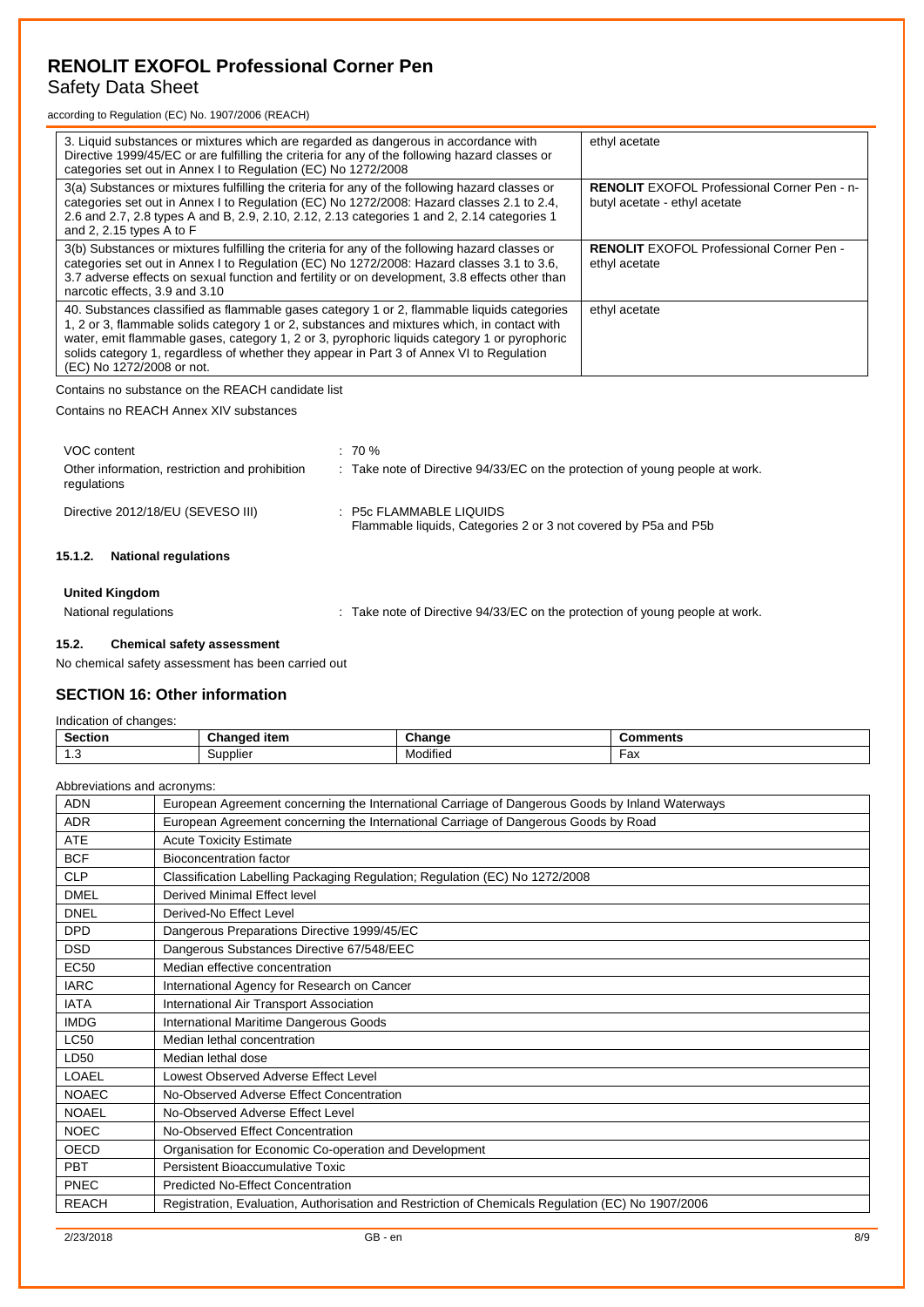| | |
|---|---|
| 3. Liquid substances or mixtures which are regarded as dangerous in accordance with Directive 1999/45/EC or are fulfilling the criteria for any of the following hazard classes or categories set out in Annex I to Regulation (EC) No 1272/2008 | ethyl acetate |
| 3(a) Substances or mixtures fulfilling the criteria for any of the following hazard classes or categories set out in Annex I to Regulation (EC) No 1272/2008: Hazard classes 2.1 to 2.4, 2.6 and 2.7, 2.8 types A and B, 2.9, 2.10, 2.12, 2.13 categories 1 and 2, 2.14 categories 1 and 2, 2.15 types A to F | **RENOLIT** EXOFOL Professional Corner Pen - n-butyl acetate - ethyl acetate |
| 3(b) Substances or mixtures fulfilling the criteria for any of the following hazard classes or categories set out in Annex I to Regulation (EC) No 1272/2008: Hazard classes 3.1 to 3.6, 3.7 adverse effects on sexual function and fertility or on development, 3.8 effects other than narcotic effects, 3.9 and 3.10 | **RENOLIT** EXOFOL Professional Corner Pen - ethyl acetate |
| 40. Substances classified as flammable gases category 1 or 2, flammable liquids categories 1, 2 or 3, flammable solids category 1 or 2, substances and mixtures which, in contact with water, emit flammable gases, category 1, 2 or 3, pyrophoric liquids category 1 or pyrophoric solids category 1, regardless of whether they appear in Part 3 of Annex VI to Regulation (EC) No 1272/2008 or not. | ethyl acetate |

Contains no substance on the REACH candidate list

Contains no REACH Annex XIV substances

VOC content : 70 %

Other information, restriction and prohibition regulations : Take note of Directive 94/33/EC on the protection of young people at work.

Directive 2012/18/EU (SEVESO III) : P5c FLAMMABLE LIQUIDS
Flammable liquids, Categories 2 or 3 not covered by P5a and P5b

#### 15.1.2. National regulations

**United Kingdom**

National regulations : Take note of Directive 94/33/EC on the protection of young people at work.

### 15.2. Chemical safety assessment

No chemical safety assessment has been carried out

## SECTION 16: Other information

Indication of changes:

| Section | Changed item | Change | Comments |
|---|---|---|---|
| 1.3 | Supplier | Modified | Fax |

Abbreviations and acronyms:

| | |
|---|---|
| ADN | European Agreement concerning the International Carriage of Dangerous Goods by Inland Waterways |
| ADR | European Agreement concerning the International Carriage of Dangerous Goods by Road |
| ATE | Acute Toxicity Estimate |
| BCF | Bioconcentration factor |
| CLP | Classification Labelling Packaging Regulation; Regulation (EC) No 1272/2008 |
| DMEL | Derived Minimal Effect level |
| DNEL | Derived-No Effect Level |
| DPD | Dangerous Preparations Directive 1999/45/EC |
| DSD | Dangerous Substances Directive 67/548/EEC |
| EC50 | Median effective concentration |
| IARC | International Agency for Research on Cancer |
| IATA | International Air Transport Association |
| IMDG | International Maritime Dangerous Goods |
| LC50 | Median lethal concentration |
| LD50 | Median lethal dose |
| LOAEL | Lowest Observed Adverse Effect Level |
| NOAEC | No-Observed Adverse Effect Concentration |
| NOAEL | No-Observed Adverse Effect Level |
| NOEC | No-Observed Effect Concentration |
| OECD | Organisation for Economic Co-operation and Development |
| PBT | Persistent Bioaccumulative Toxic |
| PNEC | Predicted No-Effect Concentration |
| REACH | Registration, Evaluation, Authorisation and Restriction of Chemicals Regulation (EC) No 1907/2006 |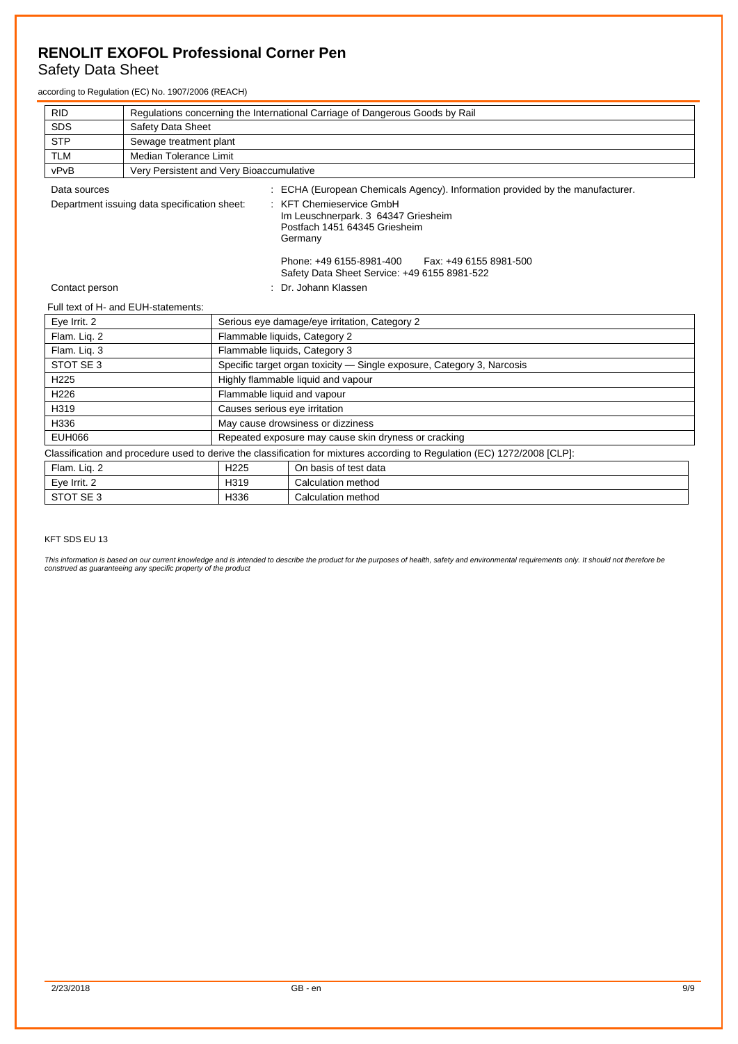| | |
|---|---|
| RID | Regulations concerning the International Carriage of Dangerous Goods by Rail |
| SDS | Safety Data Sheet |
| STP | Sewage treatment plant |
| TLM | Median Tolerance Limit |
| vPvB | Very Persistent and Very Bioaccumulative |

Data sources : ECHA (European Chemicals Agency). Information provided by the manufacturer.

Department issuing data specification sheet: : KFT Chemieservice GmbH
Im Leuschnerpark. 3 64347 Griesheim
Postfach 1451 64345 Griesheim
Germany

Phone: +49 6155-8981-400 Fax: +49 6155 8981-500
Safety Data Sheet Service: +49 6155 8981-522

Contact person : Dr. Johann Klassen

Full text of H- and EUH-statements:

| | |
|---|---|
| Eye Irrit. 2 | Serious eye damage/eye irritation, Category 2 |
| Flam. Liq. 2 | Flammable liquids, Category 2 |
| Flam. Liq. 3 | Flammable liquids, Category 3 |
| STOT SE 3 | Specific target organ toxicity — Single exposure, Category 3, Narcosis |
| H225 | Highly flammable liquid and vapour |
| H226 | Flammable liquid and vapour |
| H319 | Causes serious eye irritation |
| H336 | May cause drowsiness or dizziness |
| EUH066 | Repeated exposure may cause skin dryness or cracking |

Classification and procedure used to derive the classification for mixtures according to Regulation (EC) 1272/2008 [CLP]:

| | | |
|---|---|---|
| Flam. Liq. 2 | H225 | On basis of test data |
| Eye Irrit. 2 | H319 | Calculation method |
| STOT SE 3 | H336 | Calculation method |

KFT SDS EU 13

*This information is based on our current knowledge and is intended to describe the product for the purposes of health, safety and environmental requirements only. It should not therefore be construed as guaranteeing any specific property of the product*